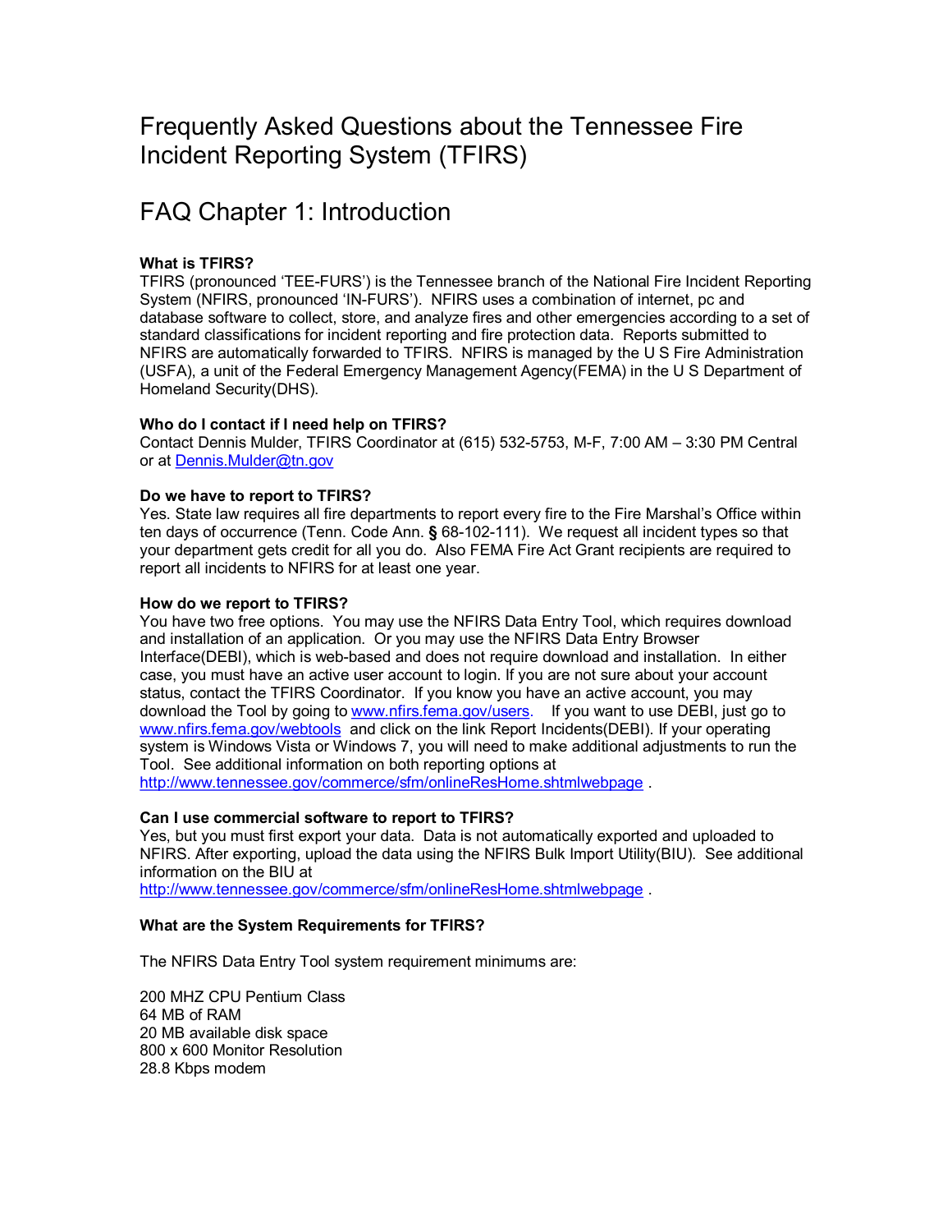# Frequently Asked Questions about the Tennessee Fire Incident Reporting System (TFIRS)

## FAQ Chapter 1: Introduction

**What is TFIRS?**

TFIRS (pronounced 'TEE-FURS') is the Tennessee branch of the National Fire Incident Reporting System (NFIRS, pronounced 'IN-FURS'). NFIRS uses a combination of internet, pc and database software to collect, store, and analyze fires and other emergencies according to a set of standard classifications for incident reporting and fire protection data. Reports submitted to NFIRS are automatically forwarded to TFIRS. NFIRS is managed by the U S Fire Administration (USFA), a unit of the Federal Emergency Management Agency(FEMA) in the U S Department of Homeland Security(DHS).

**Who do I contact if I need help on TFIRS?**

Contact Dennis Mulder, TFIRS Coordinator at (615) 532-5753, M-F, 7:00 AM – 3:30 PM Central or at Dennis.Mulder@tn.gov

**Do we have to report to TFIRS?**

Yes. State law requires all fire departments to report every fire to the Fire Marshal's Office within ten days of occurrence (Tenn. Code Ann. **§** 68-102-111). We request all incident types so that your department gets credit for all you do. Also FEMA Fire Act Grant recipients are required to report all incidents to NFIRS for at least one year.

**How do we report to TFIRS?**

You have two free options. You may use the NFIRS Data Entry Tool, which requires download and installation of an application. Or you may use the NFIRS Data Entry Browser Interface(DEBI), which is web-based and does not require download and installation. In either case, you must have an active user account to login. If you are not sure about your account status, contact the TFIRS Coordinator. If you know you have an active account, you may download the Tool by going to www.nfirs.fema.gov/users. If you want to use DEBI, just go to www.nfirs.fema.gov/webtools and click on the link Report Incidents(DEBI). If your operating system is Windows Vista or Windows 7, you will need to make additional adjustments to run the Tool. See additional information on both reporting options at http://www.tennessee.gov/commerce/sfm/onlineResHome.shtmlwebpage .

**Can I use commercial software to report to TFIRS?**

Yes, but you must first export your data. Data is not automatically exported and uploaded to NFIRS. After exporting, upload the data using the NFIRS Bulk Import Utility(BIU). See additional information on the BIU at http://www.tennessee.gov/commerce/sfm/onlineResHome.shtmlwebpage .

**What are the System Requirements for TFIRS?**

The NFIRS Data Entry Tool system requirement minimums are:

200 MHZ CPU Pentium Class
64 MB of RAM
20 MB available disk space
800 x 600 Monitor Resolution
28.8 Kbps modem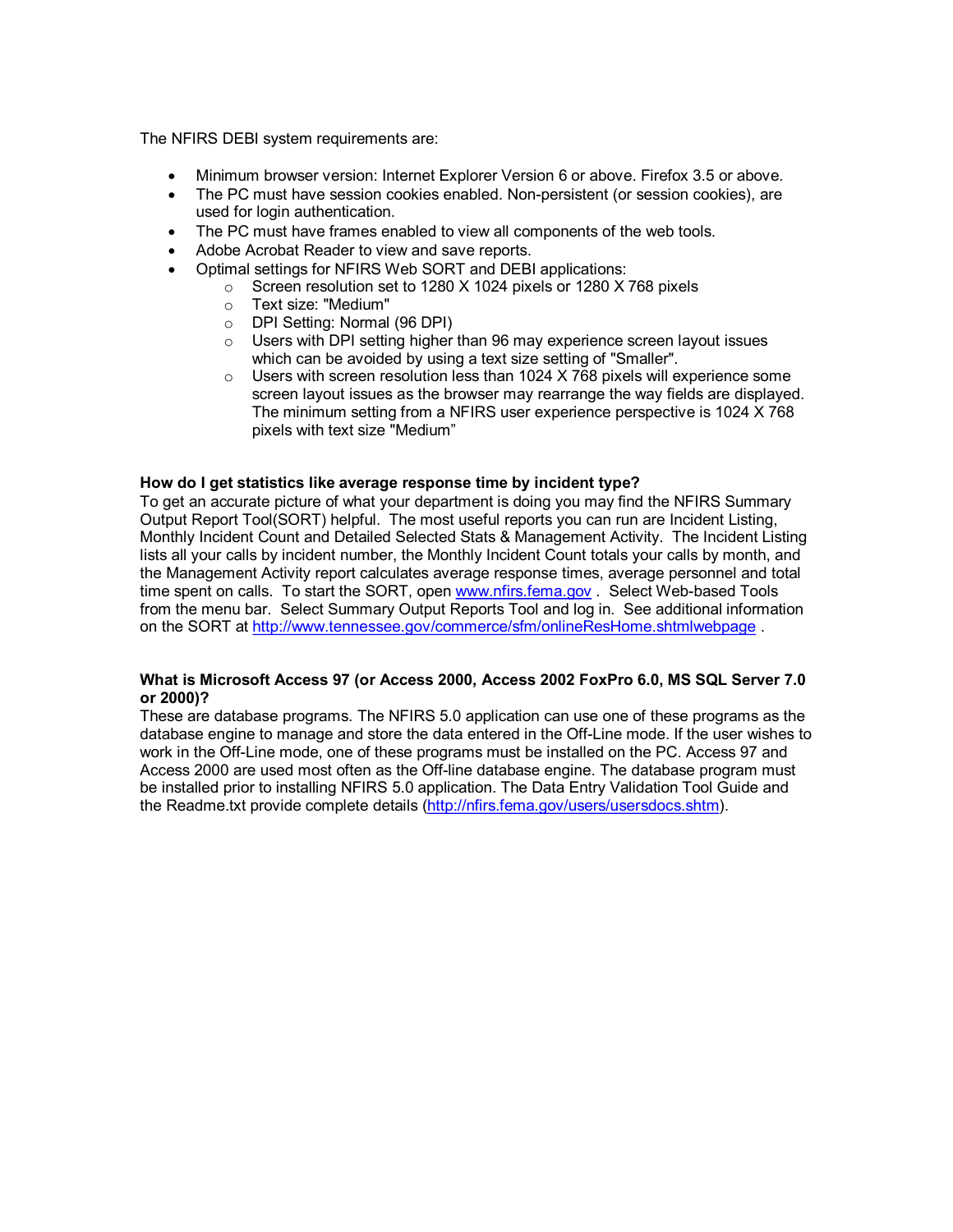The NFIRS DEBI system requirements are:

- Minimum browser version: Internet Explorer Version 6 or above. Firefox 3.5 or above.
- The PC must have session cookies enabled. Non-persistent (or session cookies), are used for login authentication.
- The PC must have frames enabled to view all components of the web tools.
- Adobe Acrobat Reader to view and save reports.
- Optimal settings for NFIRS Web SORT and DEBI applications:
  - Screen resolution set to 1280 X 1024 pixels or 1280 X 768 pixels
  - Text size: "Medium"
  - DPI Setting: Normal (96 DPI)
  - Users with DPI setting higher than 96 may experience screen layout issues which can be avoided by using a text size setting of "Smaller".
  - Users with screen resolution less than 1024 X 768 pixels will experience some screen layout issues as the browser may rearrange the way fields are displayed. The minimum setting from a NFIRS user experience perspective is 1024 X 768 pixels with text size "Medium"

**How do I get statistics like average response time by incident type?**
To get an accurate picture of what your department is doing you may find the NFIRS Summary Output Report Tool(SORT) helpful. The most useful reports you can run are Incident Listing, Monthly Incident Count and Detailed Selected Stats & Management Activity. The Incident Listing lists all your calls by incident number, the Monthly Incident Count totals your calls by month, and the Management Activity report calculates average response times, average personnel and total time spent on calls. To start the SORT, open [www.nfirs.fema.gov](www.nfirs.fema.gov) . Select Web-based Tools from the menu bar. Select Summary Output Reports Tool and log in. See additional information on the SORT at [http://www.tennessee.gov/commerce/sfm/onlineResHome.shtmlwebpage](http://www.tennessee.gov/commerce/sfm/onlineResHome.shtmlwebpage) .

**What is Microsoft Access 97 (or Access 2000, Access 2002 FoxPro 6.0, MS SQL Server 7.0 or 2000)?**
These are database programs. The NFIRS 5.0 application can use one of these programs as the database engine to manage and store the data entered in the Off-Line mode. If the user wishes to work in the Off-Line mode, one of these programs must be installed on the PC. Access 97 and Access 2000 are used most often as the Off-line database engine. The database program must be installed prior to installing NFIRS 5.0 application. The Data Entry Validation Tool Guide and the Readme.txt provide complete details ([http://nfirs.fema.gov/users/usersdocs.shtm](http://nfirs.fema.gov/users/usersdocs.shtm)).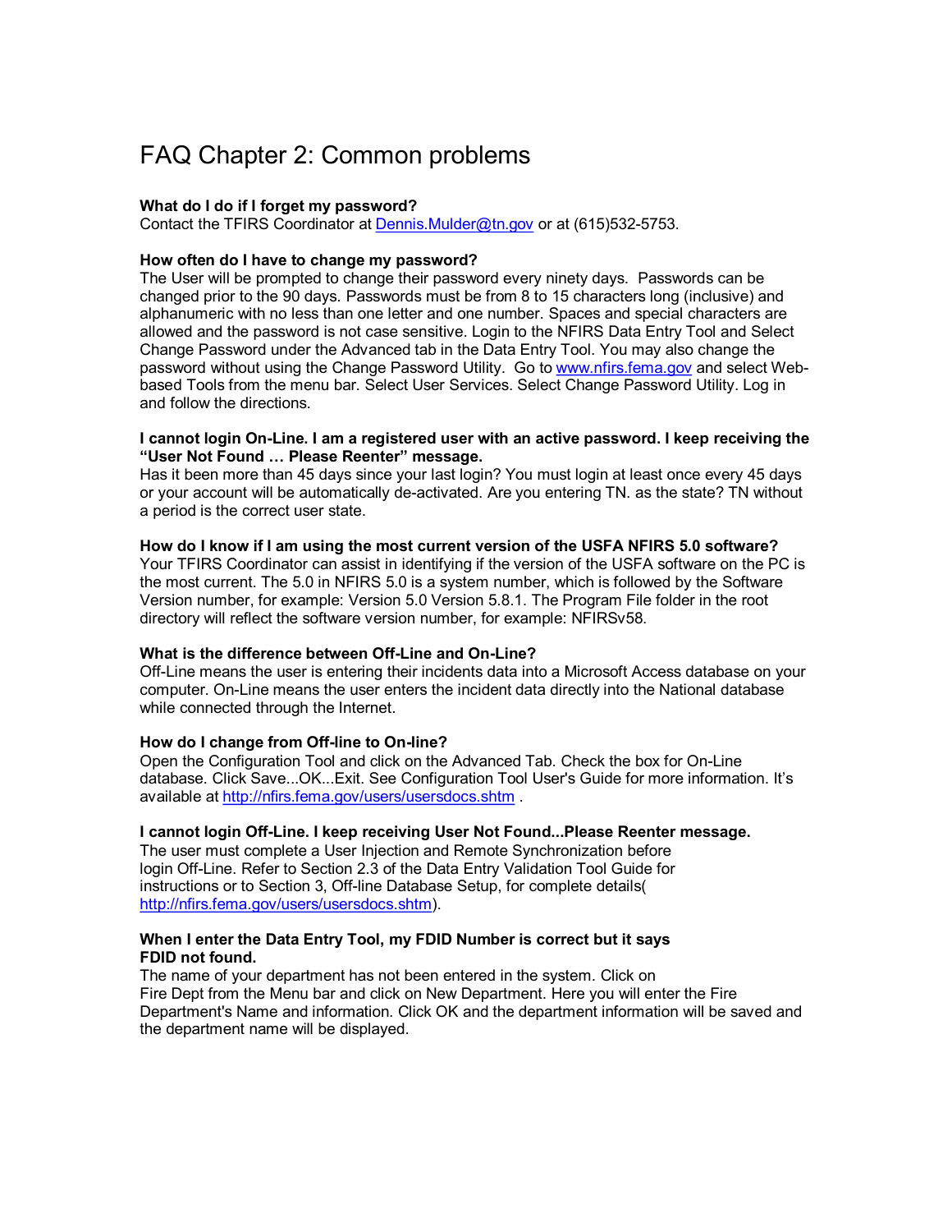# FAQ Chapter 2: Common problems

**What do I do if I forget my password?**
Contact the TFIRS Coordinator at Dennis.Mulder@tn.gov or at (615)532-5753.

**How often do I have to change my password?**
The User will be prompted to change their password every ninety days. Passwords can be changed prior to the 90 days. Passwords must be from 8 to 15 characters long (inclusive) and alphanumeric with no less than one letter and one number. Spaces and special characters are allowed and the password is not case sensitive. Login to the NFIRS Data Entry Tool and Select Change Password under the Advanced tab in the Data Entry Tool. You may also change the password without using the Change Password Utility. Go to www.nfirs.fema.gov and select Web-based Tools from the menu bar. Select User Services. Select Change Password Utility. Log in and follow the directions.

**I cannot login On-Line. I am a registered user with an active password. I keep receiving the "User Not Found … Please Reenter" message.**
Has it been more than 45 days since your last login? You must login at least once every 45 days or your account will be automatically de-activated. Are you entering TN. as the state? TN without a period is the correct user state.

**How do I know if I am using the most current version of the USFA NFIRS 5.0 software?**
Your TFIRS Coordinator can assist in identifying if the version of the USFA software on the PC is the most current. The 5.0 in NFIRS 5.0 is a system number, which is followed by the Software Version number, for example: Version 5.0 Version 5.8.1. The Program File folder in the root directory will reflect the software version number, for example: NFIRSv58.

**What is the difference between Off-Line and On-Line?**
Off-Line means the user is entering their incidents data into a Microsoft Access database on your computer. On-Line means the user enters the incident data directly into the National database while connected through the Internet.

**How do I change from Off-line to On-line?**
Open the Configuration Tool and click on the Advanced Tab. Check the box for On-Line database. Click Save...OK...Exit. See Configuration Tool User's Guide for more information. It's available at http://nfirs.fema.gov/users/usersdocs.shtm .

**I cannot login Off-Line. I keep receiving User Not Found...Please Reenter message.**
The user must complete a User Injection and Remote Synchronization before login Off-Line. Refer to Section 2.3 of the Data Entry Validation Tool Guide for instructions or to Section 3, Off-line Database Setup, for complete details( http://nfirs.fema.gov/users/usersdocs.shtm).

**When I enter the Data Entry Tool, my FDID Number is correct but it says FDID not found.**
The name of your department has not been entered in the system. Click on Fire Dept from the Menu bar and click on New Department. Here you will enter the Fire Department's Name and information. Click OK and the department information will be saved and the department name will be displayed.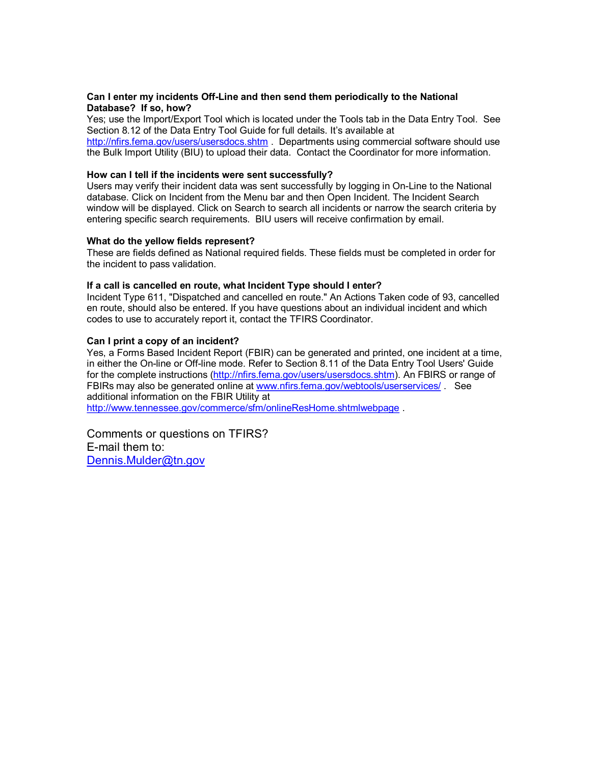**Can I enter my incidents Off-Line and then send them periodically to the National Database? If so, how?**

Yes; use the Import/Export Tool which is located under the Tools tab in the Data Entry Tool. See Section 8.12 of the Data Entry Tool Guide for full details. It's available at http://nfirs.fema.gov/users/usersdocs.shtm . Departments using commercial software should use the Bulk Import Utility (BIU) to upload their data. Contact the Coordinator for more information.

**How can I tell if the incidents were sent successfully?**

Users may verify their incident data was sent successfully by logging in On-Line to the National database. Click on Incident from the Menu bar and then Open Incident. The Incident Search window will be displayed. Click on Search to search all incidents or narrow the search criteria by entering specific search requirements. BIU users will receive confirmation by email.

**What do the yellow fields represent?**

These are fields defined as National required fields. These fields must be completed in order for the incident to pass validation.

**If a call is cancelled en route, what Incident Type should I enter?**

Incident Type 611, "Dispatched and cancelled en route." An Actions Taken code of 93, cancelled en route, should also be entered. If you have questions about an individual incident and which codes to use to accurately report it, contact the TFIRS Coordinator.

**Can I print a copy of an incident?**

Yes, a Forms Based Incident Report (FBIR) can be generated and printed, one incident at a time, in either the On-line or Off-line mode. Refer to Section 8.11 of the Data Entry Tool Users' Guide for the complete instructions (http://nfirs.fema.gov/users/usersdocs.shtm). An FBIRS or range of FBIRs may also be generated online at www.nfirs.fema.gov/webtools/userservices/ . See additional information on the FBIR Utility at http://www.tennessee.gov/commerce/sfm/onlineResHome.shtmlwebpage .

Comments or questions on TFIRS?
E-mail them to:
Dennis.Mulder@tn.gov